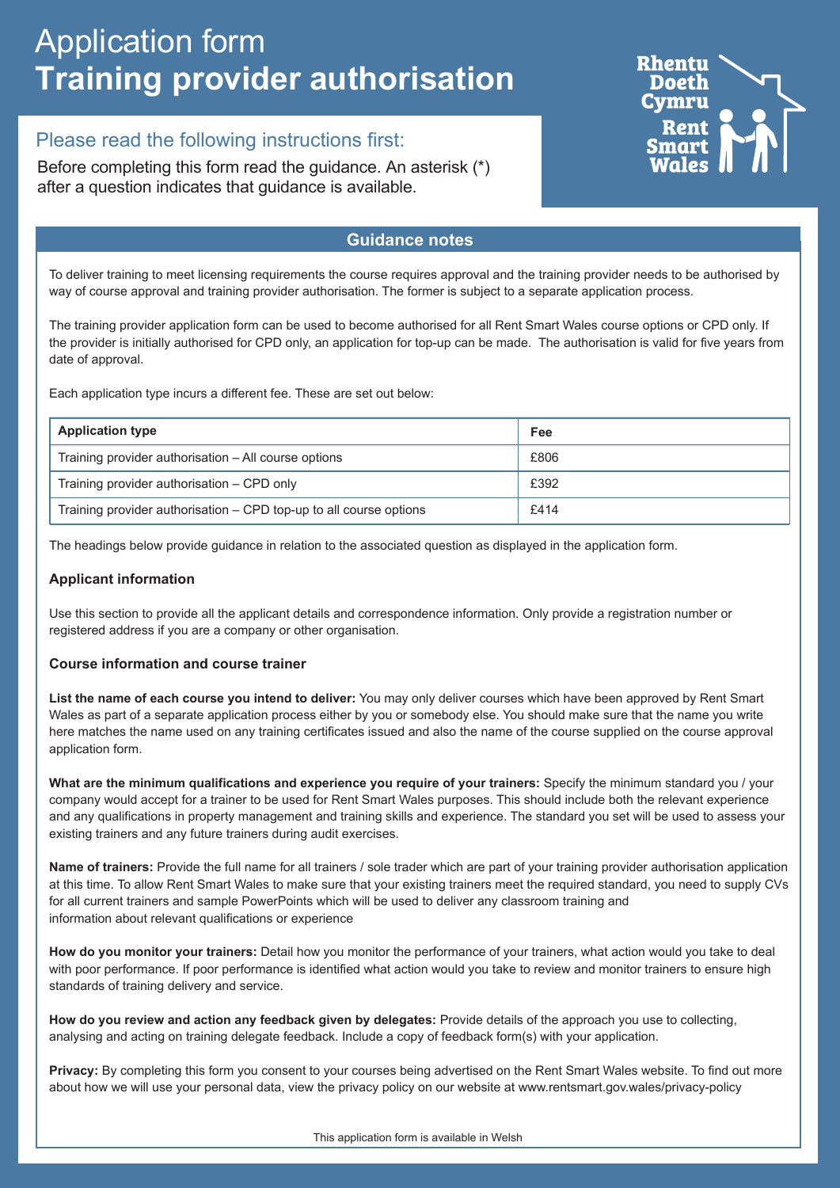# Application form
# Training provider authorisation

Rhentu Doeth Cymru
Rent Smart Wales

## Please read the following instructions first:

Before completing this form read the guidance. An asterisk (*) after a question indicates that guidance is available.

## Guidance notes

To deliver training to meet licensing requirements the course requires approval and the training provider needs to be authorised by way of course approval and training provider authorisation. The former is subject to a separate application process.

The training provider application form can be used to become authorised for all Rent Smart Wales course options or CPD only. If the provider is initially authorised for CPD only, an application for top-up can be made. The authorisation is valid for five years from date of approval.

Each application type incurs a different fee. These are set out below:

| Application type | Fee |
| --- | --- |
| Training provider authorisation – All course options | £806 |
| Training provider authorisation – CPD only | £392 |
| Training provider authorisation – CPD top-up to all course options | £414 |

The headings below provide guidance in relation to the associated question as displayed in the application form.

### Applicant information

Use this section to provide all the applicant details and correspondence information. Only provide a registration number or registered address if you are a company or other organisation.

### Course information and course trainer

**List the name of each course you intend to deliver:** You may only deliver courses which have been approved by Rent Smart Wales as part of a separate application process either by you or somebody else. You should make sure that the name you write here matches the name used on any training certificates issued and also the name of the course supplied on the course approval application form.

**What are the minimum qualifications and experience you require of your trainers:** Specify the minimum standard you / your company would accept for a trainer to be used for Rent Smart Wales purposes. This should include both the relevant experience and any qualifications in property management and training skills and experience. The standard you set will be used to assess your existing trainers and any future trainers during audit exercises.

**Name of trainers:** Provide the full name for all trainers / sole trader which are part of your training provider authorisation application at this time. To allow Rent Smart Wales to make sure that your existing trainers meet the required standard, you need to supply CVs for all current trainers and sample PowerPoints which will be used to deliver any classroom training and information about relevant qualifications or experience

**How do you monitor your trainers:** Detail how you monitor the performance of your trainers, what action would you take to deal with poor performance. If poor performance is identified what action would you take to review and monitor trainers to ensure high standards of training delivery and service.

**How do you review and action any feedback given by delegates:** Provide details of the approach you use to collecting, analysing and acting on training delegate feedback. Include a copy of feedback form(s) with your application.

**Privacy:** By completing this form you consent to your courses being advertised on the Rent Smart Wales website. To find out more about how we will use your personal data, view the privacy policy on our website at www.rentsmart.gov.wales/privacy-policy

This application form is available in Welsh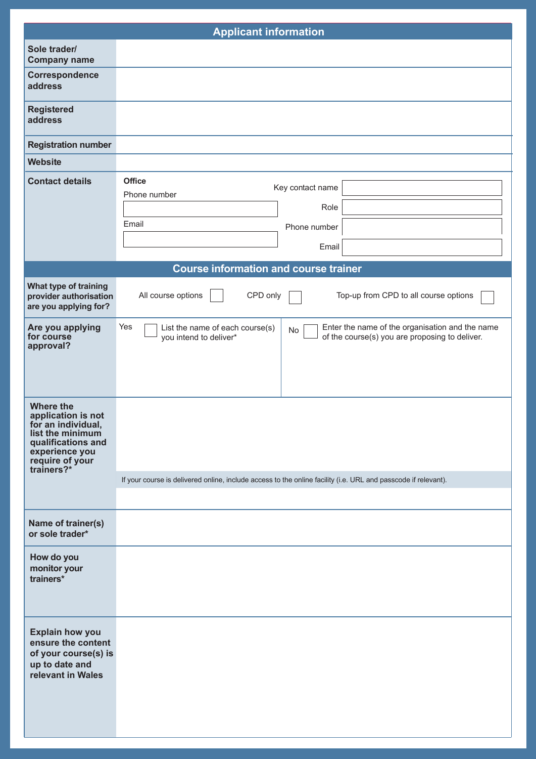## Applicant information

| | |
|---|---|
| **Sole trader/ Company name** | |
| **Correspondence address** | |
| **Registered address** | |
| **Registration number** | |
| **Website** | |
| **Contact details** | **Office**<br>Phone number ☐<br>Email ☐<br><br>Key contact name ☐<br>Role ☐<br>Phone number ☐<br>Email ☐ |

## Course information and course trainer

| | | |
|---|---|---|
| **What type of training provider authorisation are you applying for?** | All course options ☐ CPD only ☐ Top-up from CPD to all course options ☐ | |
| **Are you applying for course approval?** | Yes ☐ List the name of each course(s) you intend to deliver* | No ☐ Enter the name of the organisation and the name of the course(s) you are proposing to deliver. |
| **Where the application is not for an individual, list the minimum qualifications and experience you require of your trainers?*** | If your course is delivered online, include access to the online facility (i.e. URL and passcode if relevant). | |
| **Name of trainer(s) or sole trader*** | | |
| **How do you monitor your trainers*** | | |
| **Explain how you ensure the content of your course(s) is up to date and relevant in Wales** | | |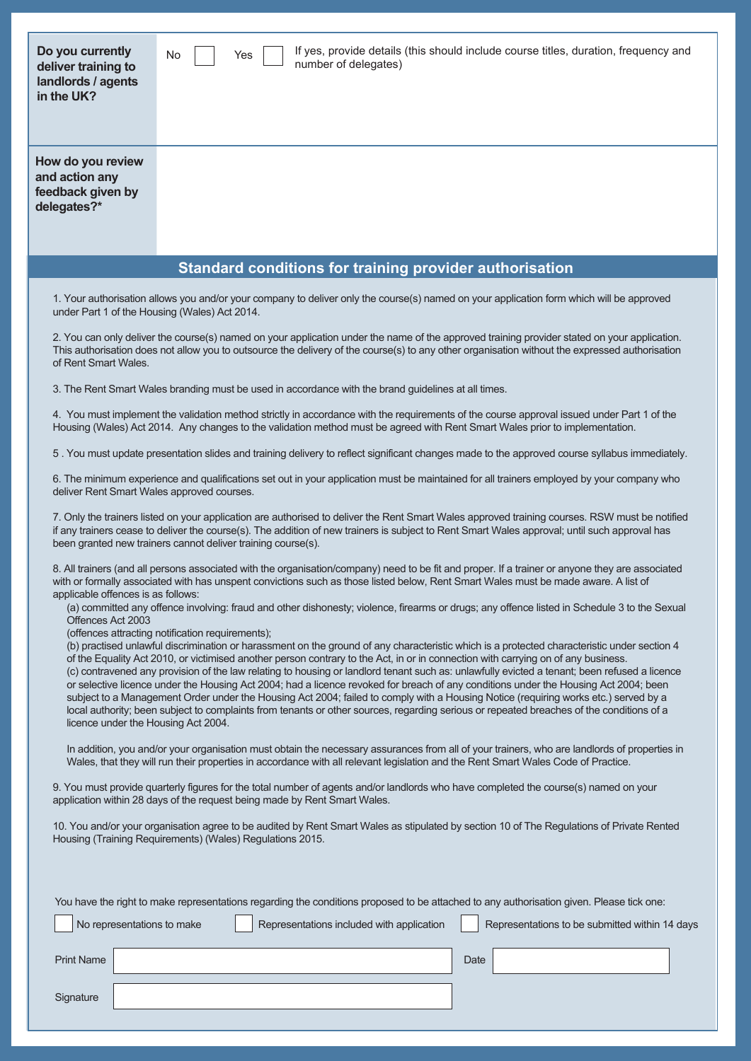| | |
|---|---|
| **Do you currently deliver training to landlords / agents in the UK?** | No ☐ Yes ☐ If yes, provide details (this should include course titles, duration, frequency and number of delegates) |
| **How do you review and action any feedback given by delegates?*** | |

## Standard conditions for training provider authorisation

1. Your authorisation allows you and/or your company to deliver only the course(s) named on your application form which will be approved under Part 1 of the Housing (Wales) Act 2014.

2. You can only deliver the course(s) named on your application under the name of the approved training provider stated on your application. This authorisation does not allow you to outsource the delivery of the course(s) to any other organisation without the expressed authorisation of Rent Smart Wales.

3. The Rent Smart Wales branding must be used in accordance with the brand guidelines at all times.

4. You must implement the validation method strictly in accordance with the requirements of the course approval issued under Part 1 of the Housing (Wales) Act 2014. Any changes to the validation method must be agreed with Rent Smart Wales prior to implementation.

5 . You must update presentation slides and training delivery to reflect significant changes made to the approved course syllabus immediately.

6. The minimum experience and qualifications set out in your application must be maintained for all trainers employed by your company who deliver Rent Smart Wales approved courses.

7. Only the trainers listed on your application are authorised to deliver the Rent Smart Wales approved training courses. RSW must be notified if any trainers cease to deliver the course(s). The addition of new trainers is subject to Rent Smart Wales approval; until such approval has been granted new trainers cannot deliver training course(s).

8. All trainers (and all persons associated with the organisation/company) need to be fit and proper. If a trainer or anyone they are associated with or formally associated with has unspent convictions such as those listed below, Rent Smart Wales must be made aware. A list of applicable offences is as follows:
   (a) committed any offence involving: fraud and other dishonesty; violence, firearms or drugs; any offence listed in Schedule 3 to the Sexual Offences Act 2003
   (offences attracting notification requirements);
   (b) practised unlawful discrimination or harassment on the ground of any characteristic which is a protected characteristic under section 4 of the Equality Act 2010, or victimised another person contrary to the Act, in or in connection with carrying on of any business.
   (c) contravened any provision of the law relating to housing or landlord tenant such as: unlawfully evicted a tenant; been refused a licence or selective licence under the Housing Act 2004; had a licence revoked for breach of any conditions under the Housing Act 2004; been subject to a Management Order under the Housing Act 2004; failed to comply with a Housing Notice (requiring works etc.) served by a local authority; been subject to complaints from tenants or other sources, regarding serious or repeated breaches of the conditions of a licence under the Housing Act 2004.

   In addition, you and/or your organisation must obtain the necessary assurances from all of your trainers, who are landlords of properties in Wales, that they will run their properties in accordance with all relevant legislation and the Rent Smart Wales Code of Practice.

9. You must provide quarterly figures for the total number of agents and/or landlords who have completed the course(s) named on your application within 28 days of the request being made by Rent Smart Wales.

10. You and/or your organisation agree to be audited by Rent Smart Wales as stipulated by section 10 of The Regulations of Private Rented Housing (Training Requirements) (Wales) Regulations 2015.

You have the right to make representations regarding the conditions proposed to be attached to any authorisation given. Please tick one:

☐ No representations to make ☐ Representations included with application ☐ Representations to be submitted within 14 days

Print Name ____________________ Date ____________________

Signature ____________________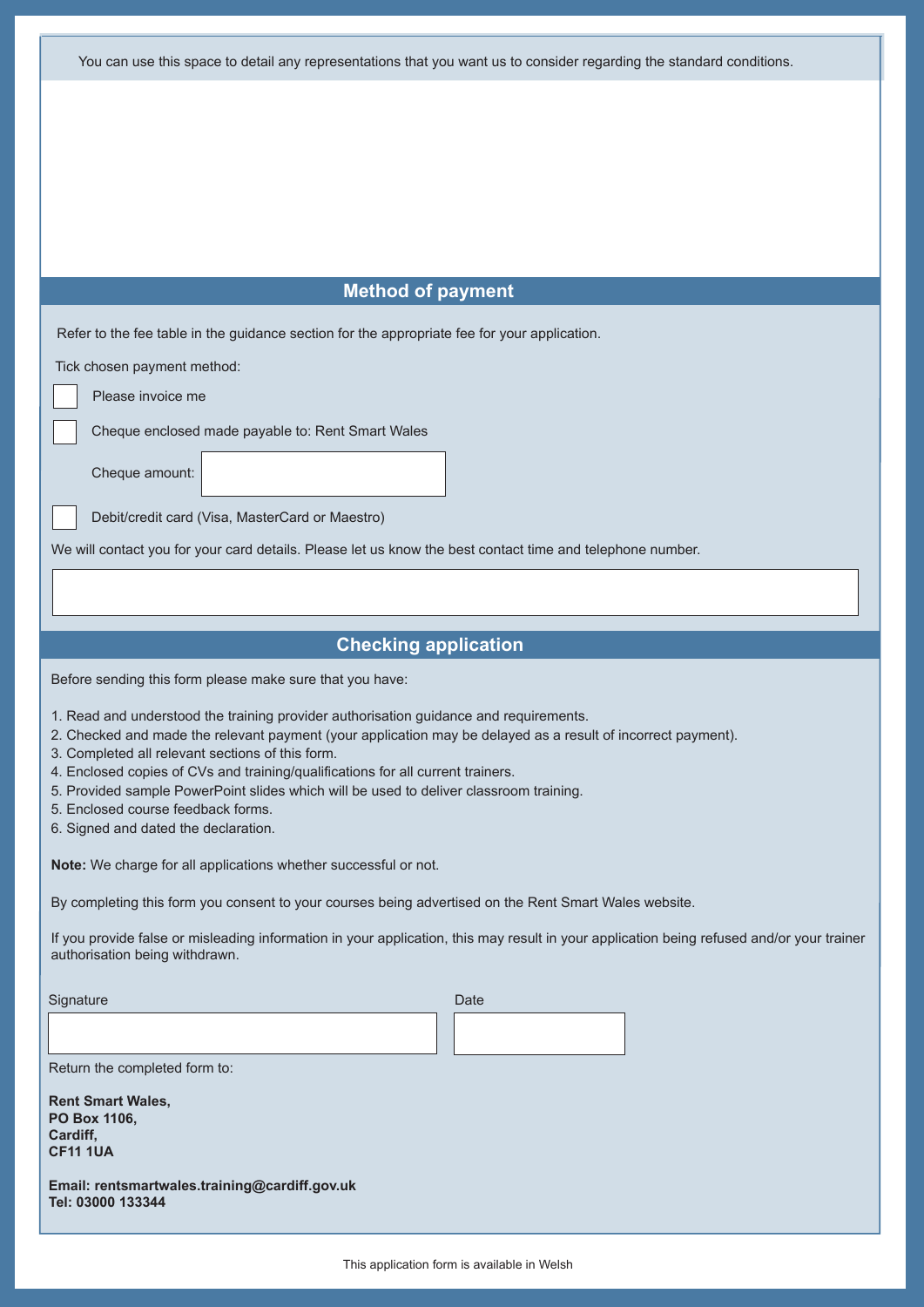You can use this space to detail any representations that you want us to consider regarding the standard conditions.

## Method of payment

Refer to the fee table in the guidance section for the appropriate fee for your application.

Tick chosen payment method:

☐ Please invoice me

☐ Cheque enclosed made payable to: Rent Smart Wales

Cheque amount:

☐ Debit/credit card (Visa, MasterCard or Maestro)

We will contact you for your card details. Please let us know the best contact time and telephone number.

## Checking application

Before sending this form please make sure that you have:

1. Read and understood the training provider authorisation guidance and requirements.
2. Checked and made the relevant payment (your application may be delayed as a result of incorrect payment).
3. Completed all relevant sections of this form.
4. Enclosed copies of CVs and training/qualifications for all current trainers.
5. Provided sample PowerPoint slides which will be used to deliver classroom training.
5. Enclosed course feedback forms.
6. Signed and dated the declaration.

**Note:** We charge for all applications whether successful or not.

By completing this form you consent to your courses being advertised on the Rent Smart Wales website.

If you provide false or misleading information in your application, this may result in your application being refused and/or your trainer authorisation being withdrawn.

Signature

Date

Return the completed form to:

**Rent Smart Wales,**
**PO Box 1106,**
**Cardiff,**
**CF11 1UA**

**Email: rentsmartwales.training@cardiff.gov.uk**
**Tel: 03000 133344**

This application form is available in Welsh